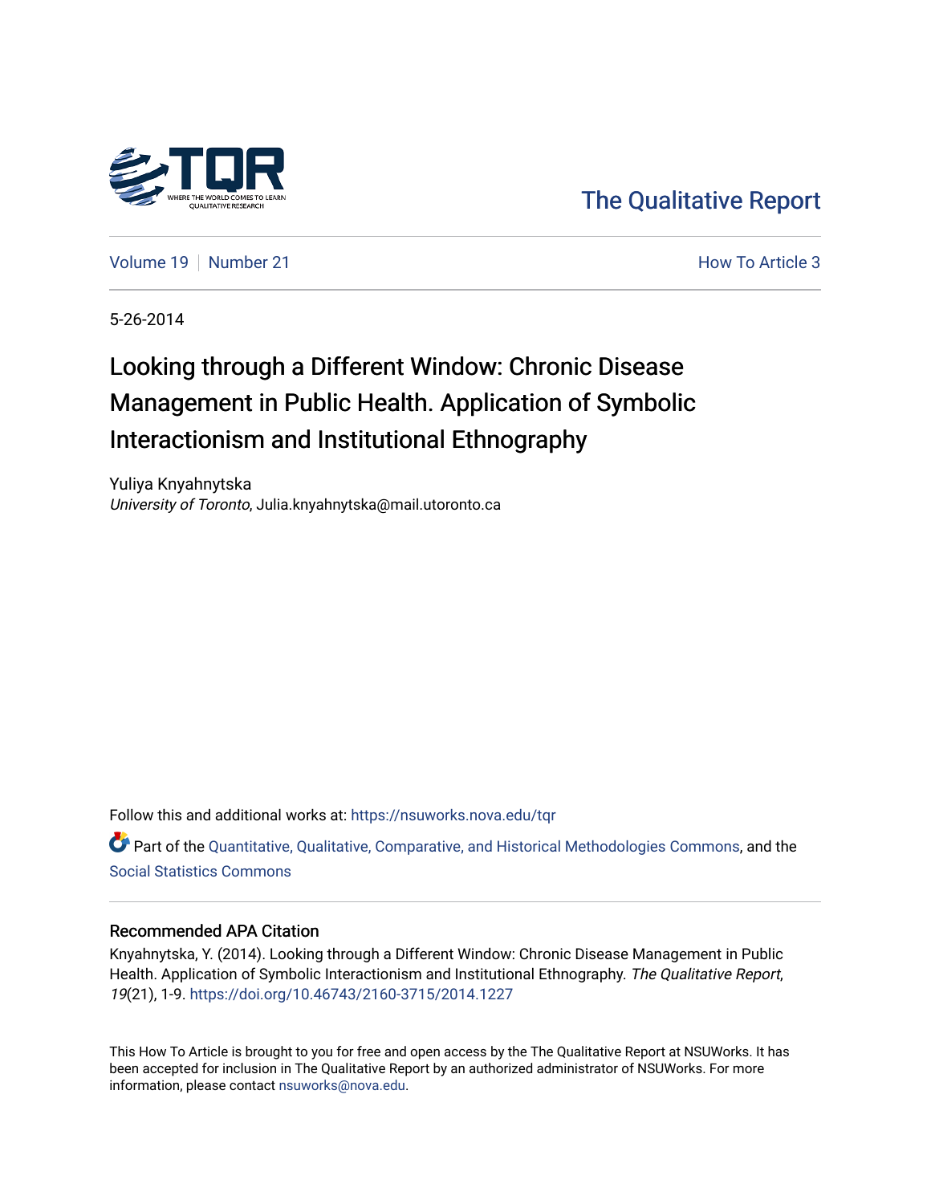The Qualitative Report

Volume 19 | Number 21 | How To Article 3

5-26-2014

# Looking through a Different Window: Chronic Disease Management in Public Health. Application of Symbolic Interactionism and Institutional Ethnography

Yuliya Knyahnytska
*University of Toronto*, Julia.knyahnytska@mail.utoronto.ca

Follow this and additional works at: https://nsuworks.nova.edu/tqr

Part of the Quantitative, Qualitative, Comparative, and Historical Methodologies Commons, and the Social Statistics Commons

## Recommended APA Citation

Knyahnytska, Y. (2014). Looking through a Different Window: Chronic Disease Management in Public Health. Application of Symbolic Interactionism and Institutional Ethnography. *The Qualitative Report*, *19*(21), 1-9. https://doi.org/10.46743/2160-3715/2014.1227

This How To Article is brought to you for free and open access by the The Qualitative Report at NSUWorks. It has been accepted for inclusion in The Qualitative Report by an authorized administrator of NSUWorks. For more information, please contact nsuworks@nova.edu.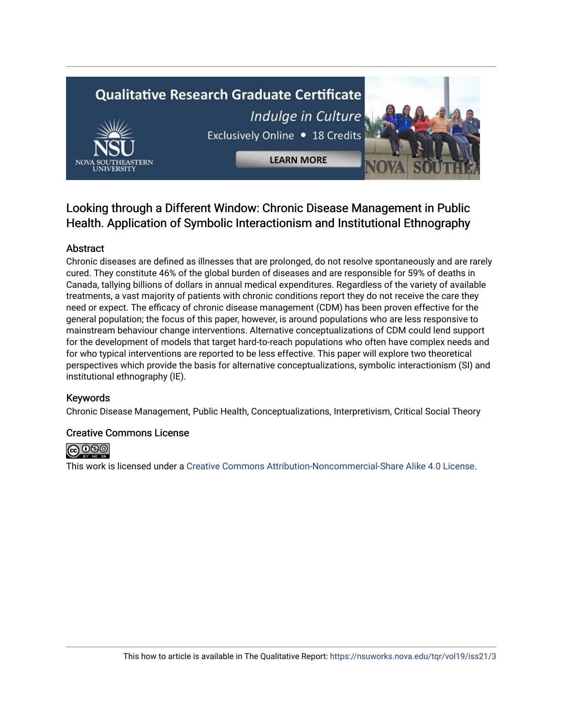# Looking through a Different Window: Chronic Disease Management in Public Health. Application of Symbolic Interactionism and Institutional Ethnography

## Abstract

Chronic diseases are defined as illnesses that are prolonged, do not resolve spontaneously and are rarely cured. They constitute 46% of the global burden of diseases and are responsible for 59% of deaths in Canada, tallying billions of dollars in annual medical expenditures. Regardless of the variety of available treatments, a vast majority of patients with chronic conditions report they do not receive the care they need or expect. The efficacy of chronic disease management (CDM) has been proven effective for the general population; the focus of this paper, however, is around populations who are less responsive to mainstream behaviour change interventions. Alternative conceptualizations of CDM could lend support for the development of models that target hard-to-reach populations who often have complex needs and for who typical interventions are reported to be less effective. This paper will explore two theoretical perspectives which provide the basis for alternative conceptualizations, symbolic interactionism (SI) and institutional ethnography (IE).

## Keywords

Chronic Disease Management, Public Health, Conceptualizations, Interpretivism, Critical Social Theory

## Creative Commons License

This work is licensed under a Creative Commons Attribution-Noncommercial-Share Alike 4.0 License.

This how to article is available in The Qualitative Report: https://nsuworks.nova.edu/tqr/vol19/iss21/3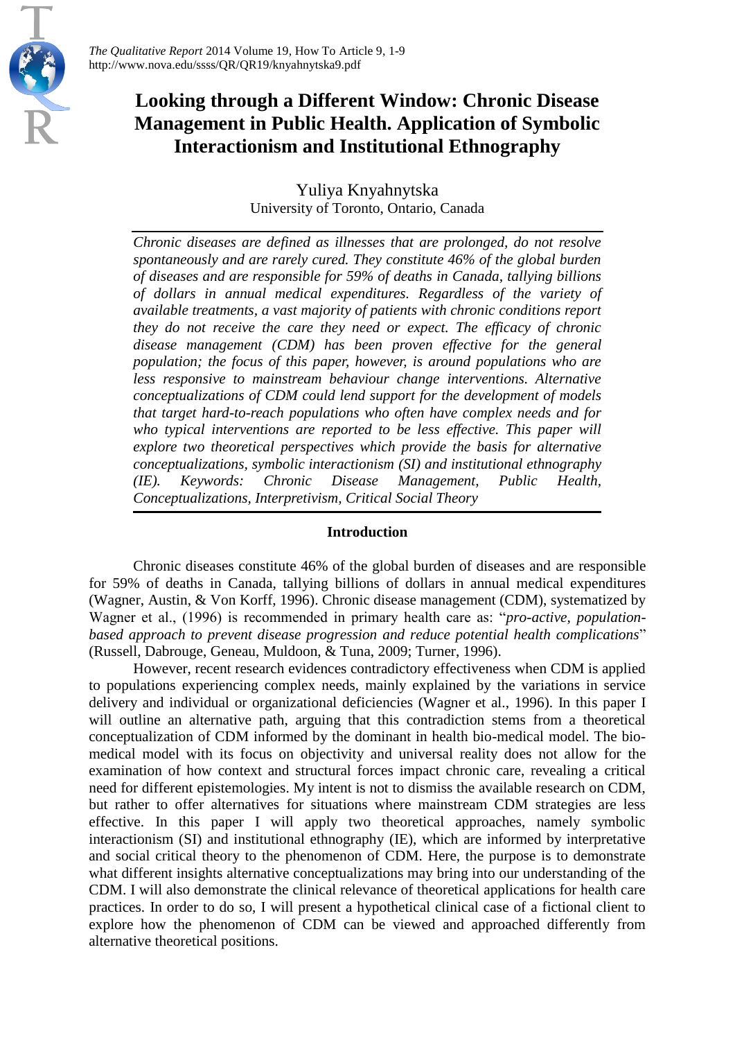# Looking through a Different Window: Chronic Disease Management in Public Health. Application of Symbolic Interactionism and Institutional Ethnography

Yuliya Knyahnytska
University of Toronto, Ontario, Canada

*Chronic diseases are defined as illnesses that are prolonged, do not resolve spontaneously and are rarely cured. They constitute 46% of the global burden of diseases and are responsible for 59% of deaths in Canada, tallying billions of dollars in annual medical expenditures. Regardless of the variety of available treatments, a vast majority of patients with chronic conditions report they do not receive the care they need or expect. The efficacy of chronic disease management (CDM) has been proven effective for the general population; the focus of this paper, however, is around populations who are less responsive to mainstream behaviour change interventions. Alternative conceptualizations of CDM could lend support for the development of models that target hard-to-reach populations who often have complex needs and for who typical interventions are reported to be less effective. This paper will explore two theoretical perspectives which provide the basis for alternative conceptualizations, symbolic interactionism (SI) and institutional ethnography (IE). Keywords: Chronic Disease Management, Public Health, Conceptualizations, Interpretivism, Critical Social Theory*

## Introduction

Chronic diseases constitute 46% of the global burden of diseases and are responsible for 59% of deaths in Canada, tallying billions of dollars in annual medical expenditures (Wagner, Austin, & Von Korff, 1996). Chronic disease management (CDM), systematized by Wagner et al., (1996) is recommended in primary health care as: "*pro-active, population-based approach to prevent disease progression and reduce potential health complications*" (Russell, Dabrouge, Geneau, Muldoon, & Tuna, 2009; Turner, 1996).

However, recent research evidences contradictory effectiveness when CDM is applied to populations experiencing complex needs, mainly explained by the variations in service delivery and individual or organizational deficiencies (Wagner et al., 1996). In this paper I will outline an alternative path, arguing that this contradiction stems from a theoretical conceptualization of CDM informed by the dominant in health bio-medical model. The bio-medical model with its focus on objectivity and universal reality does not allow for the examination of how context and structural forces impact chronic care, revealing a critical need for different epistemologies. My intent is not to dismiss the available research on CDM, but rather to offer alternatives for situations where mainstream CDM strategies are less effective. In this paper I will apply two theoretical approaches, namely symbolic interactionism (SI) and institutional ethnography (IE), which are informed by interpretative and social critical theory to the phenomenon of CDM. Here, the purpose is to demonstrate what different insights alternative conceptualizations may bring into our understanding of the CDM. I will also demonstrate the clinical relevance of theoretical applications for health care practices. In order to do so, I will present a hypothetical clinical case of a fictional client to explore how the phenomenon of CDM can be viewed and approached differently from alternative theoretical positions.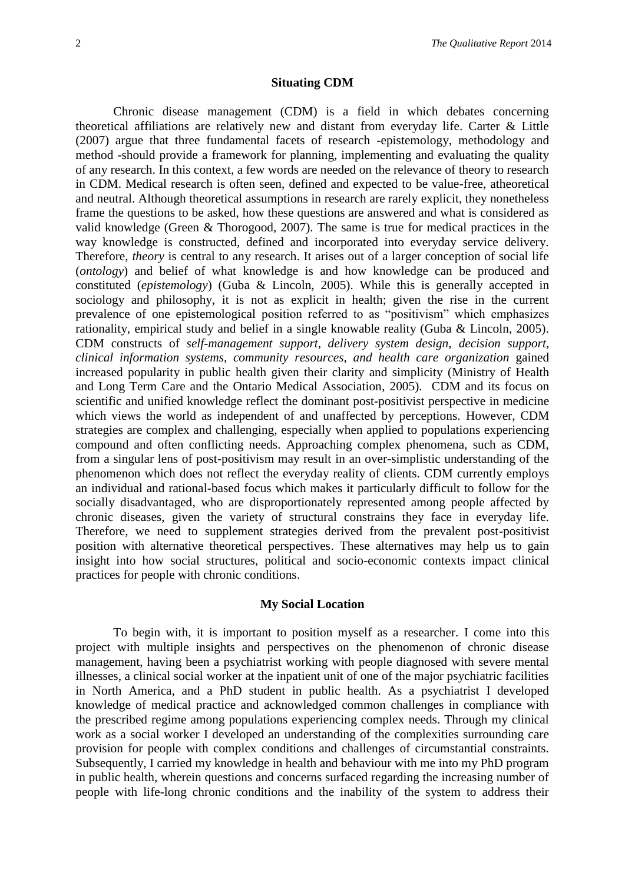## Situating CDM

Chronic disease management (CDM) is a field in which debates concerning theoretical affiliations are relatively new and distant from everyday life. Carter & Little (2007) argue that three fundamental facets of research -epistemology, methodology and method -should provide a framework for planning, implementing and evaluating the quality of any research. In this context, a few words are needed on the relevance of theory to research in CDM. Medical research is often seen, defined and expected to be value-free, atheoretical and neutral. Although theoretical assumptions in research are rarely explicit, they nonetheless frame the questions to be asked, how these questions are answered and what is considered as valid knowledge (Green & Thorogood, 2007). The same is true for medical practices in the way knowledge is constructed, defined and incorporated into everyday service delivery. Therefore, *theory* is central to any research. It arises out of a larger conception of social life (*ontology*) and belief of what knowledge is and how knowledge can be produced and constituted (*epistemology*) (Guba & Lincoln, 2005). While this is generally accepted in sociology and philosophy, it is not as explicit in health; given the rise in the current prevalence of one epistemological position referred to as "positivism" which emphasizes rationality, empirical study and belief in a single knowable reality (Guba & Lincoln, 2005). CDM constructs of *self-management support, delivery system design, decision support, clinical information systems, community resources, and health care organization* gained increased popularity in public health given their clarity and simplicity (Ministry of Health and Long Term Care and the Ontario Medical Association, 2005). CDM and its focus on scientific and unified knowledge reflect the dominant post-positivist perspective in medicine which views the world as independent of and unaffected by perceptions. However, CDM strategies are complex and challenging, especially when applied to populations experiencing compound and often conflicting needs. Approaching complex phenomena, such as CDM, from a singular lens of post-positivism may result in an over-simplistic understanding of the phenomenon which does not reflect the everyday reality of clients. CDM currently employs an individual and rational-based focus which makes it particularly difficult to follow for the socially disadvantaged, who are disproportionately represented among people affected by chronic diseases, given the variety of structural constrains they face in everyday life. Therefore, we need to supplement strategies derived from the prevalent post-positivist position with alternative theoretical perspectives. These alternatives may help us to gain insight into how social structures, political and socio-economic contexts impact clinical practices for people with chronic conditions.

## My Social Location

To begin with, it is important to position myself as a researcher. I come into this project with multiple insights and perspectives on the phenomenon of chronic disease management, having been a psychiatrist working with people diagnosed with severe mental illnesses, a clinical social worker at the inpatient unit of one of the major psychiatric facilities in North America, and a PhD student in public health. As a psychiatrist I developed knowledge of medical practice and acknowledged common challenges in compliance with the prescribed regime among populations experiencing complex needs. Through my clinical work as a social worker I developed an understanding of the complexities surrounding care provision for people with complex conditions and challenges of circumstantial constraints. Subsequently, I carried my knowledge in health and behaviour with me into my PhD program in public health, wherein questions and concerns surfaced regarding the increasing number of people with life-long chronic conditions and the inability of the system to address their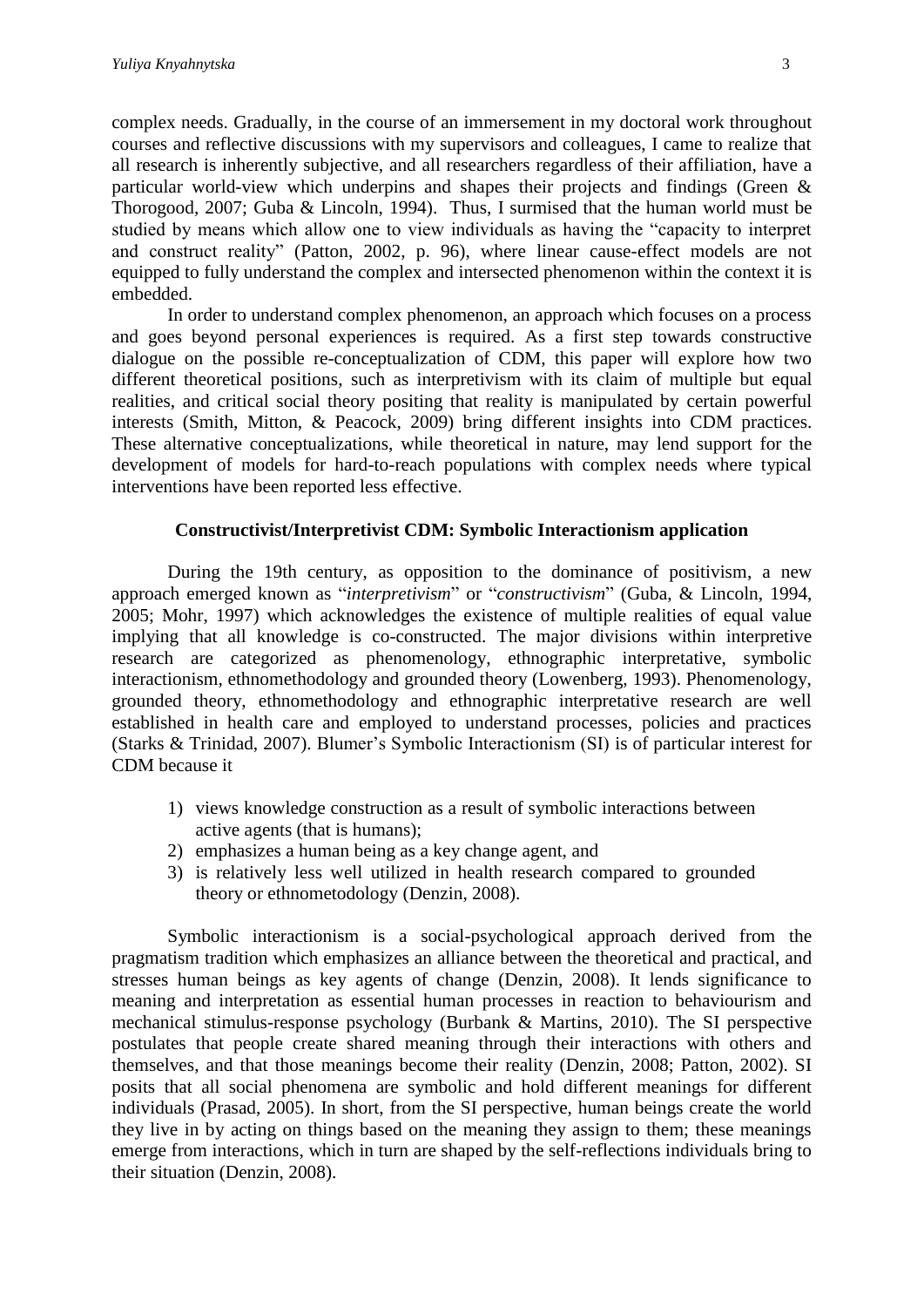complex needs. Gradually, in the course of an immersement in my doctoral work throughout courses and reflective discussions with my supervisors and colleagues, I came to realize that all research is inherently subjective, and all researchers regardless of their affiliation, have a particular world-view which underpins and shapes their projects and findings (Green & Thorogood, 2007; Guba & Lincoln, 1994). Thus, I surmised that the human world must be studied by means which allow one to view individuals as having the "capacity to interpret and construct reality" (Patton, 2002, p. 96), where linear cause-effect models are not equipped to fully understand the complex and intersected phenomenon within the context it is embedded.

In order to understand complex phenomenon, an approach which focuses on a process and goes beyond personal experiences is required. As a first step towards constructive dialogue on the possible re-conceptualization of CDM, this paper will explore how two different theoretical positions, such as interpretivism with its claim of multiple but equal realities, and critical social theory positing that reality is manipulated by certain powerful interests (Smith, Mitton, & Peacock, 2009) bring different insights into CDM practices. These alternative conceptualizations, while theoretical in nature, may lend support for the development of models for hard-to-reach populations with complex needs where typical interventions have been reported less effective.

## Constructivist/Interpretivist CDM: Symbolic Interactionism application

During the 19th century, as opposition to the dominance of positivism, a new approach emerged known as "*interpretivism*" or "*constructivism*" (Guba, & Lincoln, 1994, 2005; Mohr, 1997) which acknowledges the existence of multiple realities of equal value implying that all knowledge is co-constructed. The major divisions within interpretive research are categorized as phenomenology, ethnographic interpretative, symbolic interactionism, ethnomethodology and grounded theory (Lowenberg, 1993). Phenomenology, grounded theory, ethnomethodology and ethnographic interpretative research are well established in health care and employed to understand processes, policies and practices (Starks & Trinidad, 2007). Blumer's Symbolic Interactionism (SI) is of particular interest for CDM because it

1) views knowledge construction as a result of symbolic interactions between active agents (that is humans);
2) emphasizes a human being as a key change agent, and
3) is relatively less well utilized in health research compared to grounded theory or ethnometodology (Denzin, 2008).

Symbolic interactionism is a social-psychological approach derived from the pragmatism tradition which emphasizes an alliance between the theoretical and practical, and stresses human beings as key agents of change (Denzin, 2008). It lends significance to meaning and interpretation as essential human processes in reaction to behaviourism and mechanical stimulus-response psychology (Burbank & Martins, 2010). The SI perspective postulates that people create shared meaning through their interactions with others and themselves, and that those meanings become their reality (Denzin, 2008; Patton, 2002). SI posits that all social phenomena are symbolic and hold different meanings for different individuals (Prasad, 2005). In short, from the SI perspective, human beings create the world they live in by acting on things based on the meaning they assign to them; these meanings emerge from interactions, which in turn are shaped by the self-reflections individuals bring to their situation (Denzin, 2008).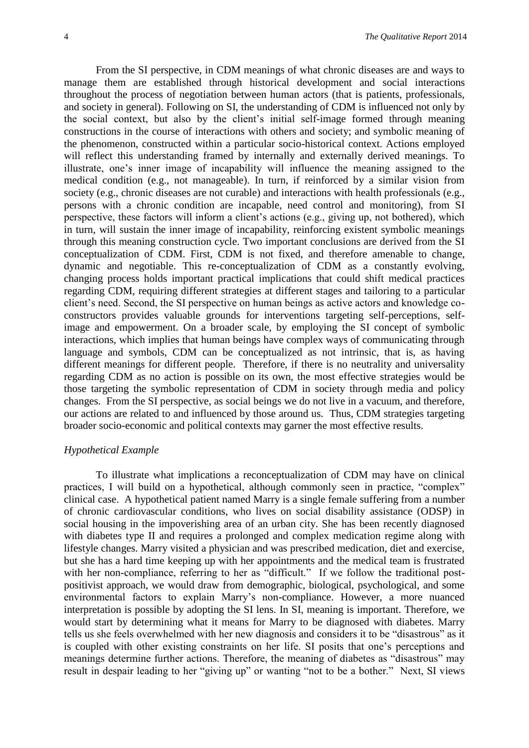From the SI perspective, in CDM meanings of what chronic diseases are and ways to manage them are established through historical development and social interactions throughout the process of negotiation between human actors (that is patients, professionals, and society in general). Following on SI, the understanding of CDM is influenced not only by the social context, but also by the client's initial self-image formed through meaning constructions in the course of interactions with others and society; and symbolic meaning of the phenomenon, constructed within a particular socio-historical context. Actions employed will reflect this understanding framed by internally and externally derived meanings. To illustrate, one's inner image of incapability will influence the meaning assigned to the medical condition (e.g., not manageable). In turn, if reinforced by a similar vision from society (e.g., chronic diseases are not curable) and interactions with health professionals (e.g., persons with a chronic condition are incapable, need control and monitoring), from SI perspective, these factors will inform a client's actions (e.g., giving up, not bothered), which in turn, will sustain the inner image of incapability, reinforcing existent symbolic meanings through this meaning construction cycle. Two important conclusions are derived from the SI conceptualization of CDM. First, CDM is not fixed, and therefore amenable to change, dynamic and negotiable. This re-conceptualization of CDM as a constantly evolving, changing process holds important practical implications that could shift medical practices regarding CDM, requiring different strategies at different stages and tailoring to a particular client's need. Second, the SI perspective on human beings as active actors and knowledge co-constructors provides valuable grounds for interventions targeting self-perceptions, self-image and empowerment. On a broader scale, by employing the SI concept of symbolic interactions, which implies that human beings have complex ways of communicating through language and symbols, CDM can be conceptualized as not intrinsic, that is, as having different meanings for different people. Therefore, if there is no neutrality and universality regarding CDM as no action is possible on its own, the most effective strategies would be those targeting the symbolic representation of CDM in society through media and policy changes. From the SI perspective, as social beings we do not live in a vacuum, and therefore, our actions are related to and influenced by those around us. Thus, CDM strategies targeting broader socio-economic and political contexts may garner the most effective results.

### *Hypothetical Example*

To illustrate what implications a reconceptualization of CDM may have on clinical practices, I will build on a hypothetical, although commonly seen in practice, "complex" clinical case. A hypothetical patient named Marry is a single female suffering from a number of chronic cardiovascular conditions, who lives on social disability assistance (ODSP) in social housing in the impoverishing area of an urban city. She has been recently diagnosed with diabetes type II and requires a prolonged and complex medication regime along with lifestyle changes. Marry visited a physician and was prescribed medication, diet and exercise, but she has a hard time keeping up with her appointments and the medical team is frustrated with her non-compliance, referring to her as "difficult." If we follow the traditional post-positivist approach, we would draw from demographic, biological, psychological, and some environmental factors to explain Marry's non-compliance. However, a more nuanced interpretation is possible by adopting the SI lens. In SI, meaning is important. Therefore, we would start by determining what it means for Marry to be diagnosed with diabetes. Marry tells us she feels overwhelmed with her new diagnosis and considers it to be "disastrous" as it is coupled with other existing constraints on her life. SI posits that one's perceptions and meanings determine further actions. Therefore, the meaning of diabetes as "disastrous" may result in despair leading to her "giving up" or wanting "not to be a bother." Next, SI views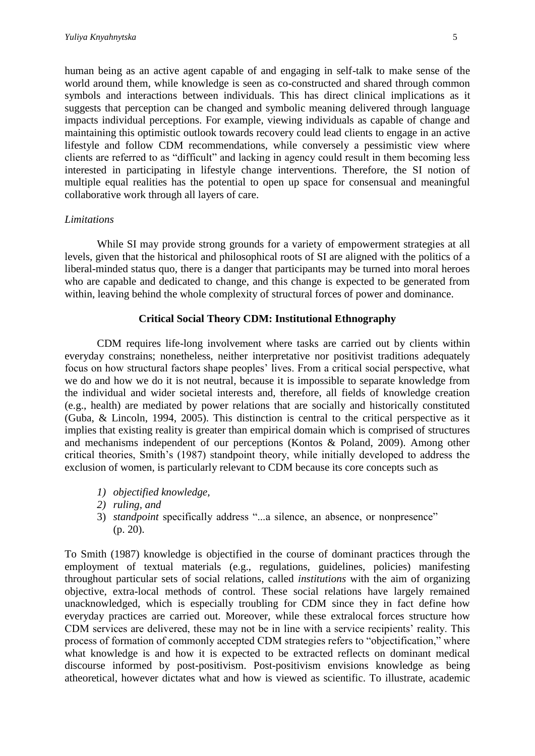human being as an active agent capable of and engaging in self-talk to make sense of the world around them, while knowledge is seen as co-constructed and shared through common symbols and interactions between individuals. This has direct clinical implications as it suggests that perception can be changed and symbolic meaning delivered through language impacts individual perceptions. For example, viewing individuals as capable of change and maintaining this optimistic outlook towards recovery could lead clients to engage in an active lifestyle and follow CDM recommendations, while conversely a pessimistic view where clients are referred to as "difficult" and lacking in agency could result in them becoming less interested in participating in lifestyle change interventions. Therefore, the SI notion of multiple equal realities has the potential to open up space for consensual and meaningful collaborative work through all layers of care.

*Limitations*

While SI may provide strong grounds for a variety of empowerment strategies at all levels, given that the historical and philosophical roots of SI are aligned with the politics of a liberal-minded status quo, there is a danger that participants may be turned into moral heroes who are capable and dedicated to change, and this change is expected to be generated from within, leaving behind the whole complexity of structural forces of power and dominance.

## Critical Social Theory CDM: Institutional Ethnography

CDM requires life-long involvement where tasks are carried out by clients within everyday constrains; nonetheless, neither interpretative nor positivist traditions adequately focus on how structural factors shape peoples' lives. From a critical social perspective, what we do and how we do it is not neutral, because it is impossible to separate knowledge from the individual and wider societal interests and, therefore, all fields of knowledge creation (e.g., health) are mediated by power relations that are socially and historically constituted (Guba, & Lincoln, 1994, 2005). This distinction is central to the critical perspective as it implies that existing reality is greater than empirical domain which is comprised of structures and mechanisms independent of our perceptions (Kontos & Poland, 2009). Among other critical theories, Smith's (1987) standpoint theory, while initially developed to address the exclusion of women, is particularly relevant to CDM because its core concepts such as

1) *objectified knowledge,*
2) *ruling, and*
3) *standpoint* specifically address "...a silence, an absence, or nonpresence" (p. 20).

To Smith (1987) knowledge is objectified in the course of dominant practices through the employment of textual materials (e.g., regulations, guidelines, policies) manifesting throughout particular sets of social relations, called *institutions* with the aim of organizing objective, extra-local methods of control. These social relations have largely remained unacknowledged, which is especially troubling for CDM since they in fact define how everyday practices are carried out. Moreover, while these extralocal forces structure how CDM services are delivered, these may not be in line with a service recipients' reality. This process of formation of commonly accepted CDM strategies refers to "objectification," where what knowledge is and how it is expected to be extracted reflects on dominant medical discourse informed by post-positivism. Post-positivism envisions knowledge as being atheoretical, however dictates what and how is viewed as scientific. To illustrate, academic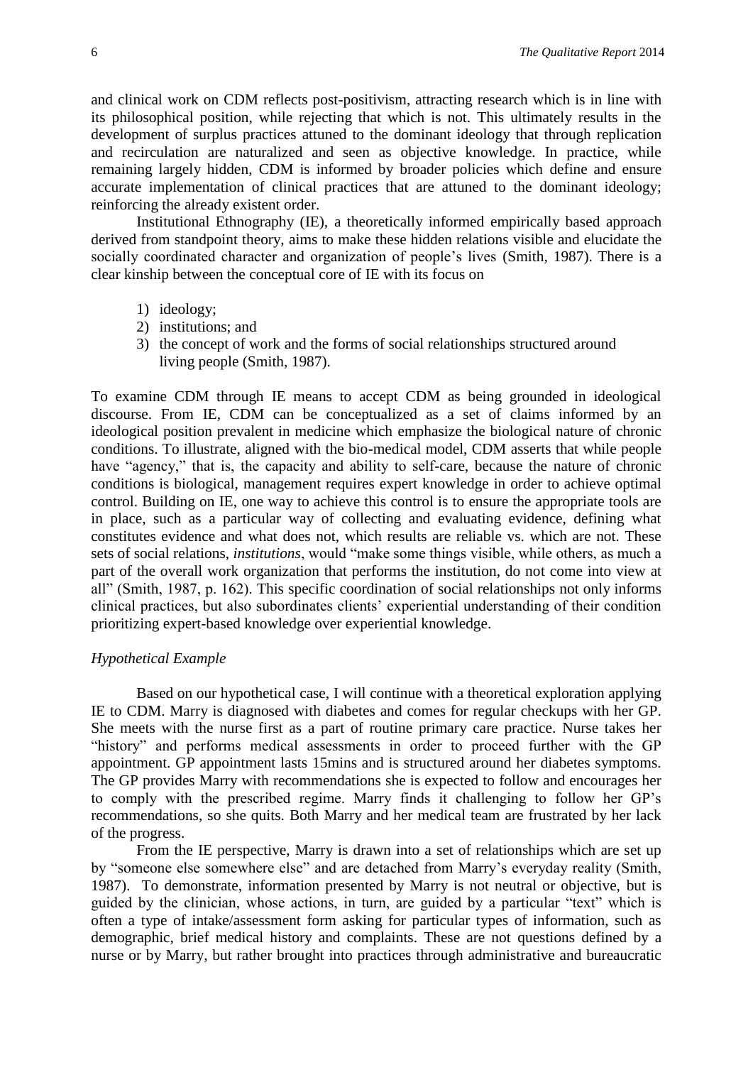and clinical work on CDM reflects post-positivism, attracting research which is in line with its philosophical position, while rejecting that which is not. This ultimately results in the development of surplus practices attuned to the dominant ideology that through replication and recirculation are naturalized and seen as objective knowledge. In practice, while remaining largely hidden, CDM is informed by broader policies which define and ensure accurate implementation of clinical practices that are attuned to the dominant ideology; reinforcing the already existent order.

Institutional Ethnography (IE), a theoretically informed empirically based approach derived from standpoint theory, aims to make these hidden relations visible and elucidate the socially coordinated character and organization of people's lives (Smith, 1987). There is a clear kinship between the conceptual core of IE with its focus on

1) ideology;
2) institutions; and
3) the concept of work and the forms of social relationships structured around living people (Smith, 1987).

To examine CDM through IE means to accept CDM as being grounded in ideological discourse. From IE, CDM can be conceptualized as a set of claims informed by an ideological position prevalent in medicine which emphasize the biological nature of chronic conditions. To illustrate, aligned with the bio-medical model, CDM asserts that while people have "agency," that is, the capacity and ability to self-care, because the nature of chronic conditions is biological, management requires expert knowledge in order to achieve optimal control. Building on IE, one way to achieve this control is to ensure the appropriate tools are in place, such as a particular way of collecting and evaluating evidence, defining what constitutes evidence and what does not, which results are reliable vs. which are not. These sets of social relations, *institutions*, would "make some things visible, while others, as much a part of the overall work organization that performs the institution, do not come into view at all" (Smith, 1987, p. 162). This specific coordination of social relationships not only informs clinical practices, but also subordinates clients' experiential understanding of their condition prioritizing expert-based knowledge over experiential knowledge.

*Hypothetical Example*

Based on our hypothetical case, I will continue with a theoretical exploration applying IE to CDM. Marry is diagnosed with diabetes and comes for regular checkups with her GP. She meets with the nurse first as a part of routine primary care practice. Nurse takes her "history" and performs medical assessments in order to proceed further with the GP appointment. GP appointment lasts 15mins and is structured around her diabetes symptoms. The GP provides Marry with recommendations she is expected to follow and encourages her to comply with the prescribed regime. Marry finds it challenging to follow her GP's recommendations, so she quits. Both Marry and her medical team are frustrated by her lack of the progress.

From the IE perspective, Marry is drawn into a set of relationships which are set up by "someone else somewhere else" and are detached from Marry's everyday reality (Smith, 1987). To demonstrate, information presented by Marry is not neutral or objective, but is guided by the clinician, whose actions, in turn, are guided by a particular "text" which is often a type of intake/assessment form asking for particular types of information, such as demographic, brief medical history and complaints. These are not questions defined by a nurse or by Marry, but rather brought into practices through administrative and bureaucratic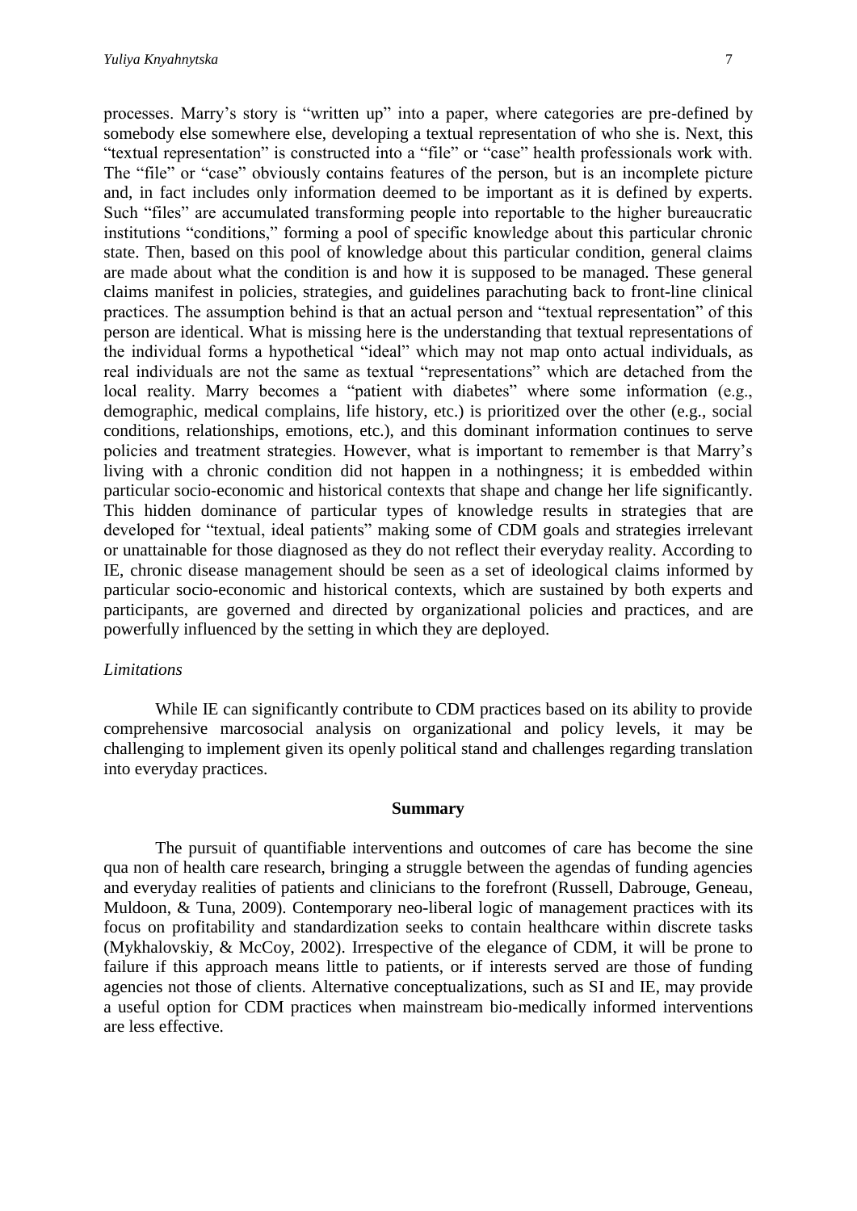processes. Marry's story is "written up" into a paper, where categories are pre-defined by somebody else somewhere else, developing a textual representation of who she is. Next, this "textual representation" is constructed into a "file" or "case" health professionals work with. The "file" or "case" obviously contains features of the person, but is an incomplete picture and, in fact includes only information deemed to be important as it is defined by experts. Such "files" are accumulated transforming people into reportable to the higher bureaucratic institutions "conditions," forming a pool of specific knowledge about this particular chronic state. Then, based on this pool of knowledge about this particular condition, general claims are made about what the condition is and how it is supposed to be managed. These general claims manifest in policies, strategies, and guidelines parachuting back to front-line clinical practices. The assumption behind is that an actual person and "textual representation" of this person are identical. What is missing here is the understanding that textual representations of the individual forms a hypothetical "ideal" which may not map onto actual individuals, as real individuals are not the same as textual "representations" which are detached from the local reality. Marry becomes a "patient with diabetes" where some information (e.g., demographic, medical complains, life history, etc.) is prioritized over the other (e.g., social conditions, relationships, emotions, etc.), and this dominant information continues to serve policies and treatment strategies. However, what is important to remember is that Marry's living with a chronic condition did not happen in a nothingness; it is embedded within particular socio-economic and historical contexts that shape and change her life significantly. This hidden dominance of particular types of knowledge results in strategies that are developed for "textual, ideal patients" making some of CDM goals and strategies irrelevant or unattainable for those diagnosed as they do not reflect their everyday reality. According to IE, chronic disease management should be seen as a set of ideological claims informed by particular socio-economic and historical contexts, which are sustained by both experts and participants, are governed and directed by organizational policies and practices, and are powerfully influenced by the setting in which they are deployed.

*Limitations*

While IE can significantly contribute to CDM practices based on its ability to provide comprehensive marcosocial analysis on organizational and policy levels, it may be challenging to implement given its openly political stand and challenges regarding translation into everyday practices.

## Summary

The pursuit of quantifiable interventions and outcomes of care has become the sine qua non of health care research, bringing a struggle between the agendas of funding agencies and everyday realities of patients and clinicians to the forefront (Russell, Dabrouge, Geneau, Muldoon, & Tuna, 2009). Contemporary neo-liberal logic of management practices with its focus on profitability and standardization seeks to contain healthcare within discrete tasks (Mykhalovskiy, & McCoy, 2002). Irrespective of the elegance of CDM, it will be prone to failure if this approach means little to patients, or if interests served are those of funding agencies not those of clients. Alternative conceptualizations, such as SI and IE, may provide a useful option for CDM practices when mainstream bio-medically informed interventions are less effective.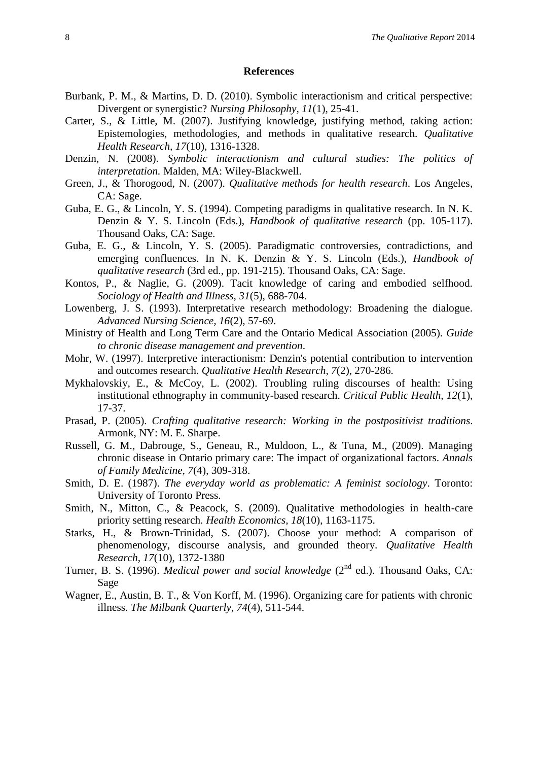## References

Burbank, P. M., & Martins, D. D. (2010). Symbolic interactionism and critical perspective: Divergent or synergistic? *Nursing Philosophy, 11*(1), 25-41.

Carter, S., & Little, M. (2007). Justifying knowledge, justifying method, taking action: Epistemologies, methodologies, and methods in qualitative research. *Qualitative Health Research, 17*(10), 1316-1328.

Denzin, N. (2008). *Symbolic interactionism and cultural studies: The politics of interpretation.* Malden, MA: Wiley-Blackwell.

Green, J., & Thorogood, N. (2007). *Qualitative methods for health research*. Los Angeles, CA: Sage.

Guba, E. G., & Lincoln, Y. S. (1994). Competing paradigms in qualitative research. In N. K. Denzin & Y. S. Lincoln (Eds.), *Handbook of qualitative research* (pp. 105-117). Thousand Oaks, CA: Sage.

Guba, E. G., & Lincoln, Y. S. (2005). Paradigmatic controversies, contradictions, and emerging confluences. In N. K. Denzin & Y. S. Lincoln (Eds.), *Handbook of qualitative research* (3rd ed., pp. 191-215). Thousand Oaks, CA: Sage.

Kontos, P., & Naglie, G. (2009). Tacit knowledge of caring and embodied selfhood. *Sociology of Health and Illness, 31*(5), 688-704.

Lowenberg, J. S. (1993). Interpretative research methodology: Broadening the dialogue. *Advanced Nursing Science, 16*(2), 57-69.

Ministry of Health and Long Term Care and the Ontario Medical Association (2005). *Guide to chronic disease management and prevention*.

Mohr, W. (1997). Interpretive interactionism: Denzin's potential contribution to intervention and outcomes research. *Qualitative Health Research, 7*(2), 270-286.

Mykhalovskiy, E., & McCoy, L. (2002). Troubling ruling discourses of health: Using institutional ethnography in community-based research. *Critical Public Health, 12*(1), 17-37.

Prasad, P. (2005). *Crafting qualitative research: Working in the postpositivist traditions*. Armonk, NY: M. E. Sharpe.

Russell, G. M., Dabrouge, S., Geneau, R., Muldoon, L., & Tuna, M., (2009). Managing chronic disease in Ontario primary care: The impact of organizational factors. *Annals of Family Medicine, 7*(4), 309-318.

Smith, D. E. (1987). *The everyday world as problematic: A feminist sociology*. Toronto: University of Toronto Press.

Smith, N., Mitton, C., & Peacock, S. (2009). Qualitative methodologies in health-care priority setting research. *Health Economics, 18*(10), 1163-1175.

Starks, H., & Brown-Trinidad, S. (2007). Choose your method: A comparison of phenomenology, discourse analysis, and grounded theory. *Qualitative Health Research, 17*(10), 1372-1380

Turner, B. S. (1996). *Medical power and social knowledge* (2nd ed.). Thousand Oaks, CA: Sage

Wagner, E., Austin, B. T., & Von Korff, M. (1996). Organizing care for patients with chronic illness. *The Milbank Quarterly, 74*(4), 511-544.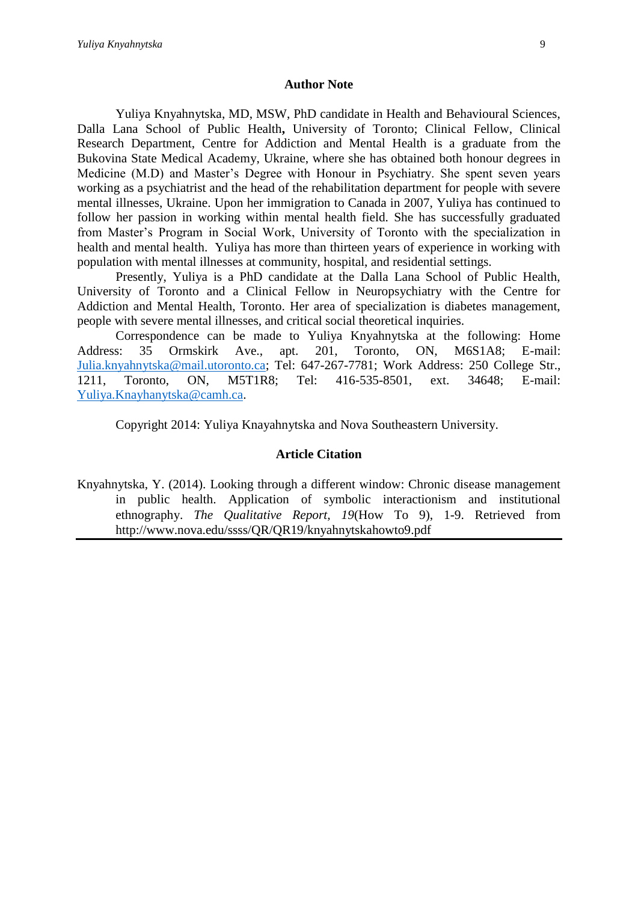## Author Note

Yuliya Knyahnytska, MD, MSW, PhD candidate in Health and Behavioural Sciences, Dalla Lana School of Public Health**,** University of Toronto; Clinical Fellow, Clinical Research Department, Centre for Addiction and Mental Health is a graduate from the Bukovina State Medical Academy, Ukraine, where she has obtained both honour degrees in Medicine (M.D) and Master's Degree with Honour in Psychiatry. She spent seven years working as a psychiatrist and the head of the rehabilitation department for people with severe mental illnesses, Ukraine. Upon her immigration to Canada in 2007, Yuliya has continued to follow her passion in working within mental health field. She has successfully graduated from Master's Program in Social Work, University of Toronto with the specialization in health and mental health. Yuliya has more than thirteen years of experience in working with population with mental illnesses at community, hospital, and residential settings.

Presently, Yuliya is a PhD candidate at the Dalla Lana School of Public Health, University of Toronto and a Clinical Fellow in Neuropsychiatry with the Centre for Addiction and Mental Health, Toronto. Her area of specialization is diabetes management, people with severe mental illnesses, and critical social theoretical inquiries.

Correspondence can be made to Yuliya Knyahnytska at the following: Home Address: 35 Ormskirk Ave., apt. 201, Toronto, ON, M6S1A8; E-mail: Julia.knyahnytska@mail.utoronto.ca; Tel: 647-267-7781; Work Address: 250 College Str., 1211, Toronto, ON, M5T1R8; Tel: 416-535-8501, ext. 34648; E-mail: Yuliya.Knayhanytska@camh.ca.

Copyright 2014: Yuliya Knayahnytska and Nova Southeastern University.

## Article Citation

Knyahnytska, Y. (2014). Looking through a different window: Chronic disease management in public health. Application of symbolic interactionism and institutional ethnography. *The Qualitative Report*, *19*(How To 9), 1-9. Retrieved from http://www.nova.edu/ssss/QR/QR19/knyahnytskahowto9.pdf